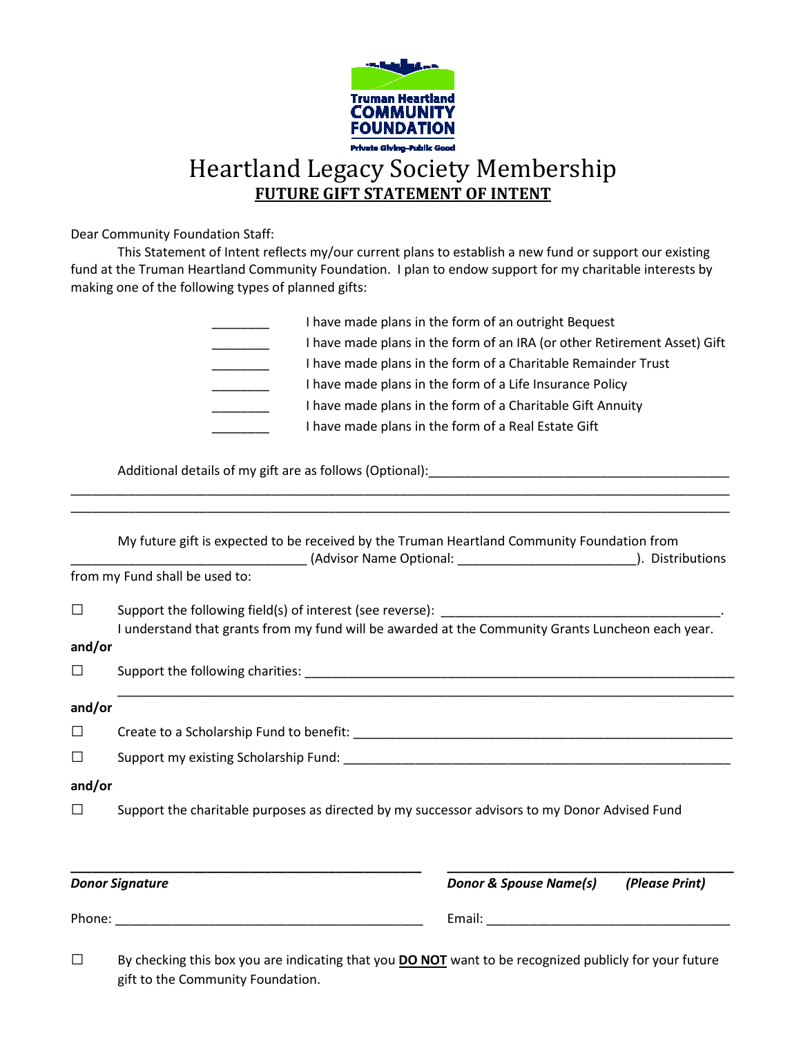Truman Heartland
COMMUNITY
FOUNDATION
Private Giving–Public Good

# Heartland Legacy Society Membership

## FUTURE GIFT STATEMENT OF INTENT

Dear Community Foundation Staff:

This Statement of Intent reflects my/our current plans to establish a new fund or support our existing fund at the Truman Heartland Community Foundation. I plan to endow support for my charitable interests by making one of the following types of planned gifts:

________ I have made plans in the form of an outright Bequest

________ I have made plans in the form of an IRA (or other Retirement Asset) Gift

________ I have made plans in the form of a Charitable Remainder Trust

________ I have made plans in the form of a Life Insurance Policy

________ I have made plans in the form of a Charitable Gift Annuity

________ I have made plans in the form of a Real Estate Gift

Additional details of my gift are as follows (Optional):___________________________________________

________________________________________________________________________________________

________________________________________________________________________________________

My future gift is expected to be received by the Truman Heartland Community Foundation from _________________________________ (Advisor Name Optional: _________________________). Distributions from my Fund shall be used to:

☐ Support the following field(s) of interest (see reverse): ______________________________________.
I understand that grants from my fund will be awarded at the Community Grants Luncheon each year.

**and/or**

☐ Support the following charities: _______________________________________________________________
________________________________________________________________________________

**and/or**

☐ Create to a Scholarship Fund to benefit: ________________________________________________________

☐ Support my existing Scholarship Fund: _________________________________________________________

**and/or**

☐ Support the charitable purposes as directed by my successor advisors to my Donor Advised Fund

_______________________________________________ ________________________________________

***Donor Signature*** ***Donor & Spouse Name(s) (Please Print)***

Phone: ___________________________________________ Email: __________________________________

☐ By checking this box you are indicating that you **DO NOT** want to be recognized publicly for your future gift to the Community Foundation.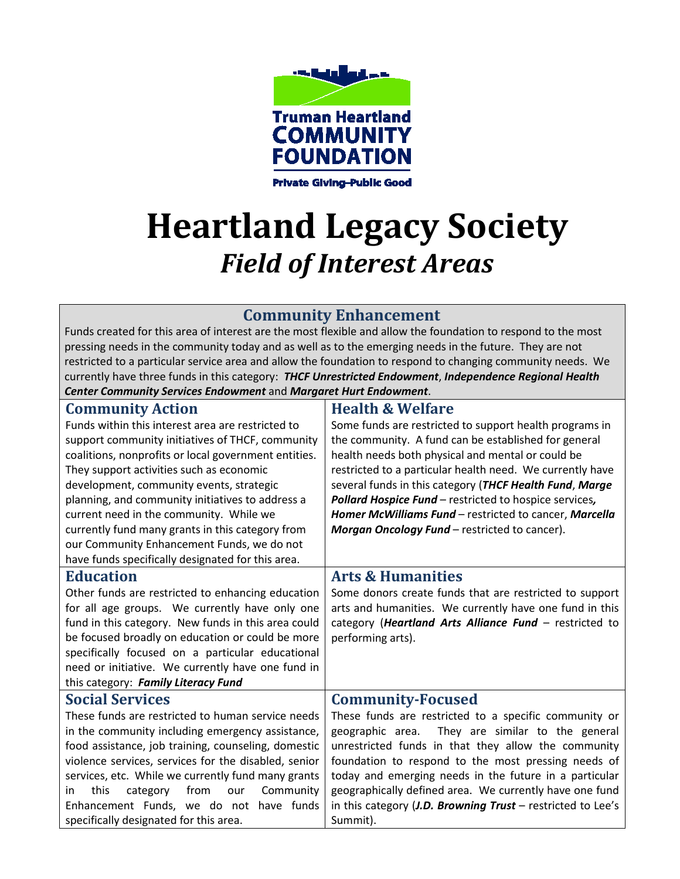Truman Heartland
COMMUNITY
FOUNDATION

Private Giving–Public Good

# Heartland Legacy Society
## *Field of Interest Areas*

### Community Enhancement

Funds created for this area of interest are the most flexible and allow the foundation to respond to the most pressing needs in the community today and as well as to the emerging needs in the future. They are not restricted to a particular service area and allow the foundation to respond to changing community needs. We currently have three funds in this category: ***THCF Unrestricted Endowment***, ***Independence Regional Health Center Community Services Endowment*** and ***Margaret Hurt Endowment***.

### Community Action

Funds within this interest area are restricted to support community initiatives of THCF, community coalitions, nonprofits or local government entities. They support activities such as economic development, community events, strategic planning, and community initiatives to address a current need in the community. While we currently fund many grants in this category from our Community Enhancement Funds, we do not have funds specifically designated for this area.

### Health & Welfare

Some funds are restricted to support health programs in the community. A fund can be established for general health needs both physical and mental or could be restricted to a particular health need. We currently have several funds in this category (***THCF Health Fund***, ***Marge Pollard Hospice Fund*** – restricted to hospice services***,*** ***Homer McWilliams Fund*** – restricted to cancer, ***Marcella Morgan Oncology Fund*** – restricted to cancer).

### Education

Other funds are restricted to enhancing education for all age groups. We currently have only one fund in this category. New funds in this area could be focused broadly on education or could be more specifically focused on a particular educational need or initiative. We currently have one fund in this category: ***Family Literacy Fund***

### Arts & Humanities

Some donors create funds that are restricted to support arts and humanities. We currently have one fund in this category (***Heartland Arts Alliance Fund*** – restricted to performing arts).

### Social Services

These funds are restricted to human service needs in the community including emergency assistance, food assistance, job training, counseling, domestic violence services, services for the disabled, senior services, etc. While we currently fund many grants in this category from our Community Enhancement Funds, we do not have funds specifically designated for this area.

### Community-Focused

These funds are restricted to a specific community or geographic area. They are similar to the general unrestricted funds in that they allow the community foundation to respond to the most pressing needs of today and emerging needs in the future in a particular geographically defined area. We currently have one fund in this category (***J.D. Browning Trust*** – restricted to Lee's Summit).